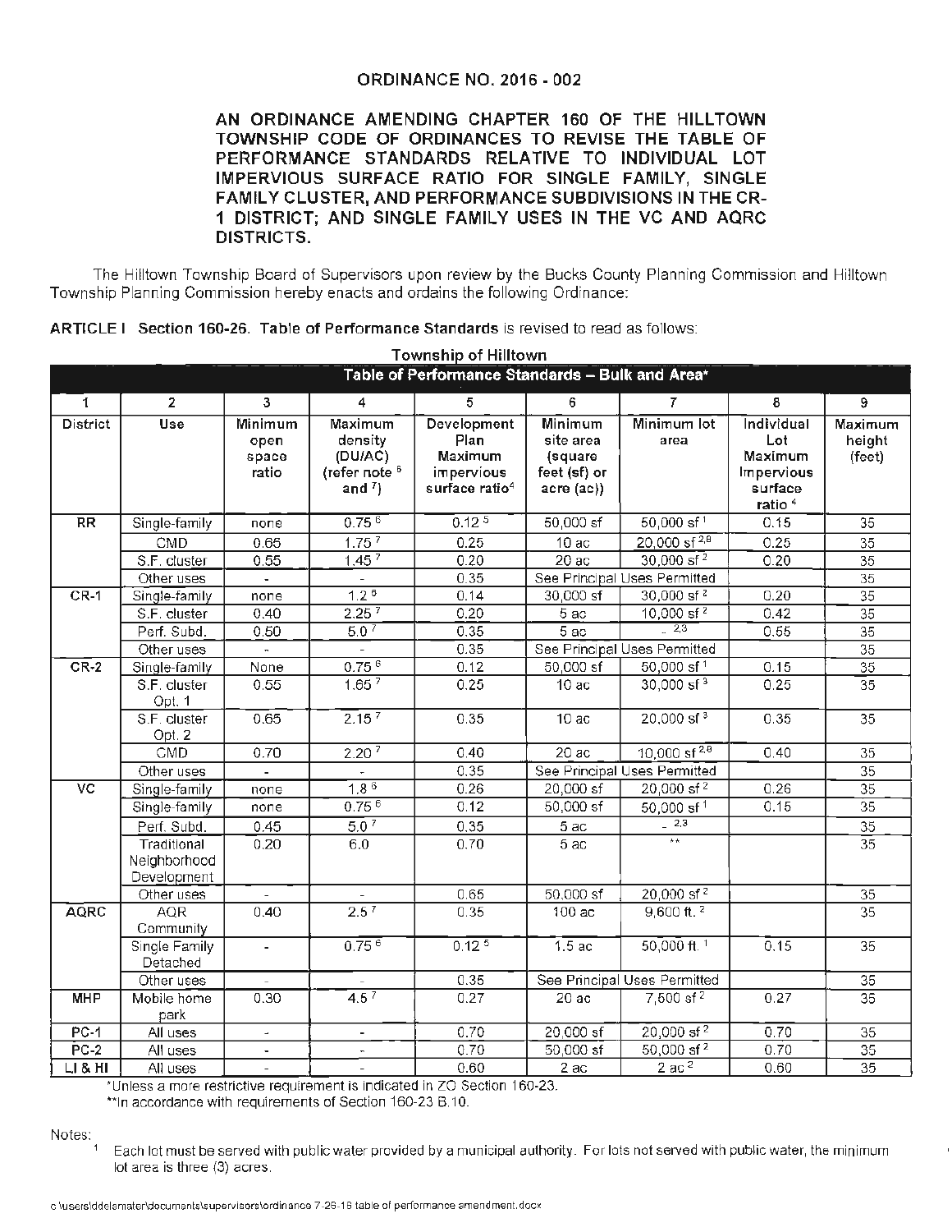# ORDINANCE NO. 2016 - 002

## AN ORDINANCE AMENDING CHAPTER 160 OF THE HILLTOWN TOWNSHIP CODE OF ORDINANCES TO REVISE THE TABLE OF PERFORMANCE STANDARDS RELATIVE TO INDIVIDUAL LOT IMPERVIOUS SURFACE RATIO FOR SINGLE FAMILY, SINGLE FAMILY CLUSTER, AND PERFORMANCE SUBDIVISIONS IN THE CR-1 DISTRICT; AND SINGLE FAMILY USES IN THE VC AND AQRC DISTRICTS.

The Hilltown Township Board of Supervisors upon review by the Bucks County Planning Commission and Hilltown Township Planning Commission hereby enacts and ordains the following Ordinance:

**ARTICLE I Section 160-26. Table of Performance Standards** is revised to read as follows:

**Township of Hilltown**

**Table of Performance Standards – Bulk and Area***

| 1 | 2 | 3 | 4 | 5 | 6 | 7 | 8 | 9 |
|---|---|---|---|---|---|---|---|---|
| District | Use | Minimum open space ratio | Maximum density (DU/AC) (refer note [6] and [7]) | Development Plan Maximum impervious surface ratio[4] | Minimum site area (square feet (sf) or acre (ac)) | Minimum lot area | Individual Lot Maximum Impervious surface ratio [4] | Maximum height (feet) |
| RR | Single-family | none | 0.75 [6] | 0.12 [5] | 50,000 sf | 50,000 sf [1] | 0.15 | 35 |
| | CMD | 0.65 | 1.75 [7] | 0.25 | 10 ac | 20,000 sf [2,8] | 0.25 | 35 |
| | S.F. cluster | 0.55 | 1.45 [7] | 0.20 | 20 ac | 30,000 sf [2] | 0.20 | 35 |
| | Other uses | - | - | 0.35 | See Principal Uses Permitted | | | 35 |
| CR-1 | Single-family | none | 1.2 [6] | 0.14 | 30,000 sf | 30,000 sf [2] | 0.20 | 35 |
| | S.F. cluster | 0.40 | 2.25 [7] | 0.20 | 5 ac | 10,000 sf [2] | 0.42 | 35 |
| | Perf. Subd. | 0.50 | 5.0 [7] | 0.35 | 5 ac | - [2,3] | 0.55 | 35 |
| | Other uses | - | - | 0.35 | See Principal Uses Permitted | | | 35 |
| CR-2 | Single-family | None | 0.75 [6] | 0.12 | 50,000 sf | 50,000 sf [1] | 0.15 | 35 |
| | S.F. cluster Opt. 1 | 0.55 | 1.65 [7] | 0.25 | 10 ac | 30,000 sf [3] | 0.25 | 35 |
| | S.F. cluster Opt. 2 | 0.65 | 2.15 [7] | 0.35 | 10 ac | 20,000 sf [3] | 0.35 | 35 |
| | CMD | 0.70 | 2.20 [7] | 0.40 | 20 ac | 10,000 sf [2,8] | 0.40 | 35 |
| | Other uses | - | - | 0.35 | See Principal Uses Permitted | | | 35 |
| VC | Single-family | none | 1.8 [6] | 0.26 | 20,000 sf | 20,000 sf [2] | 0.26 | 35 |
| | Single-family | none | 0.75 [6] | 0.12 | 50,000 sf | 50,000 sf [1] | 0.15 | 35 |
| | Perf. Subd. | 0.45 | 5.0 [7] | 0.35 | 5 ac | - [2,3] | | 35 |
| | Traditional Neighborhood Development | 0.20 | 6.0 | 0.70 | 5 ac | ** | | 35 |
| | Other uses | - | - | 0.65 | 50,000 sf | 20,000 sf [2] | | 35 |
| AQRC | AQR Community | 0.40 | 2.5 [7] | 0.35 | 100 ac | 9,600 ft. [2] | | 35 |
| | Single Family Detached | - | 0.75 [6] | 0.12 [5] | 1.5 ac | 50,000 ft. [1] | 0.15 | 35 |
| | Other uses | - | - | 0.35 | See Principal Uses Permitted | | | 35 |
| MHP | Mobile home park | 0.30 | 4.5 [7] | 0.27 | 20 ac | 7,500 sf [2] | 0.27 | 35 |
| PC-1 | All uses | - | - | 0.70 | 20,000 sf | 20,000 sf [2] | 0.70 | 35 |
| PC-2 | All uses | - | - | 0.70 | 50,000 sf | 50,000 sf [2] | 0.70 | 35 |
| LI & HI | All uses | - | - | 0.60 | 2 ac | 2 ac [2] | 0.60 | 35 |

*Unless a more restrictive requirement is indicated in ZO Section 160-23.

**In accordance with requirements of Section 160-23 B.10.

Notes:

[1] Each lot must be served with public water provided by a municipal authority. For lots not served with public water, the minimum lot area is three (3) acres.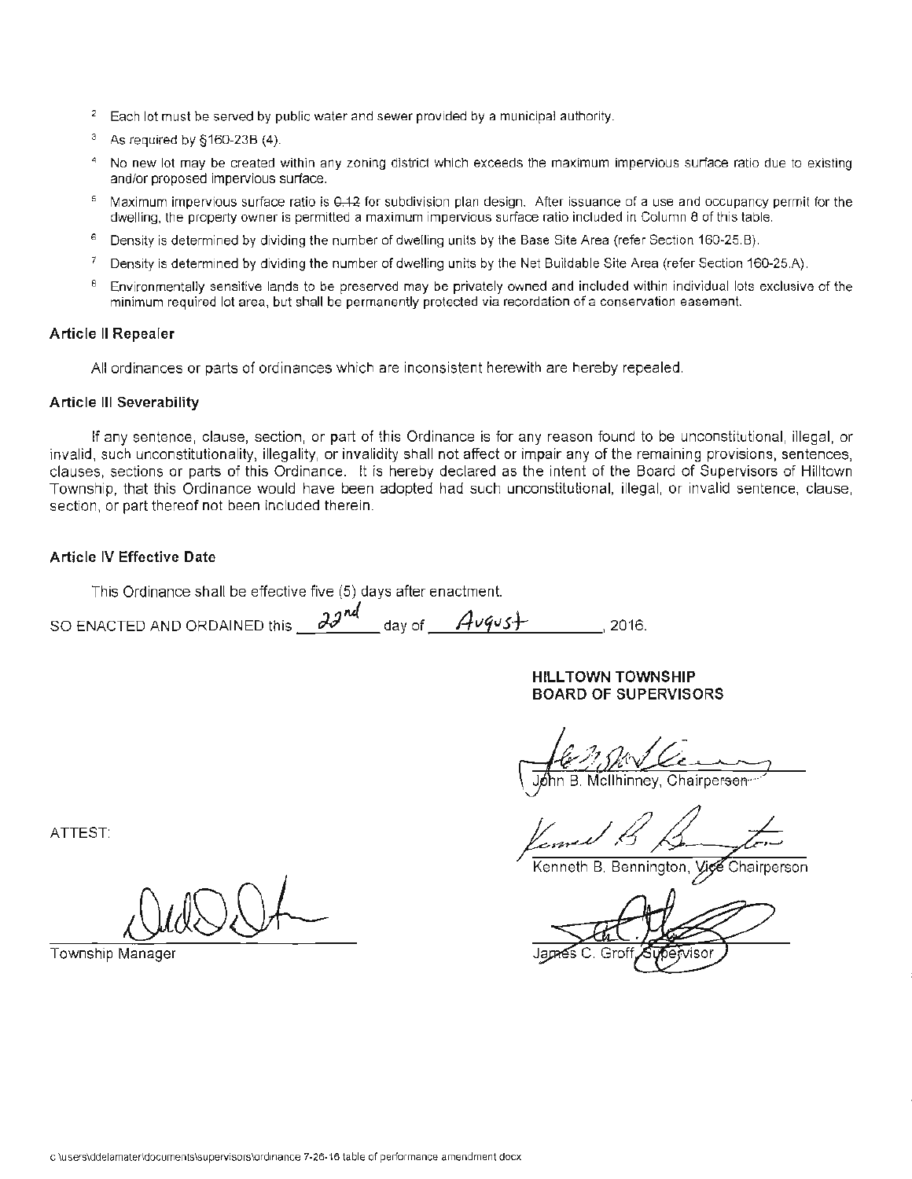[2] Each lot must be served by public water and sewer provided by a municipal authority.

[3] As required by §160-23B (4).

[4] No new lot may be created within any zoning district which exceeds the maximum impervious surface ratio due to existing and/or proposed impervious surface.

[5] Maximum impervious surface ratio is ~~0.12~~ for subdivision plan design. After issuance of a use and occupancy permit for the dwelling, the property owner is permitted a maximum impervious surface ratio included in Column 8 of this table.

[6] Density is determined by dividing the number of dwelling units by the Base Site Area (refer Section 160-25.B).

[7] Density is determined by dividing the number of dwelling units by the Net Buildable Site Area (refer Section 160-25.A).

[8] Environmentally sensitive lands to be preserved may be privately owned and included within individual lots exclusive of the minimum required lot area, but shall be permanently protected via recordation of a conservation easement.

**Article II Repealer**

All ordinances or parts of ordinances which are inconsistent herewith are hereby repealed.

**Article III Severability**

If any sentence, clause, section, or part of this Ordinance is for any reason found to be unconstitutional, illegal, or invalid, such unconstitutionality, illegality, or invalidity shall not affect or impair any of the remaining provisions, sentences, clauses, sections or parts of this Ordinance. It is hereby declared as the intent of the Board of Supervisors of Hilltown Township, that this Ordinance would have been adopted had such unconstitutional, illegal, or invalid sentence, clause, section, or part thereof not been included therein.

**Article IV Effective Date**

This Ordinance shall be effective five (5) days after enactment.

SO ENACTED AND ORDAINED this 22nd day of August, 2016.

**HILLTOWN TOWNSHIP**
**BOARD OF SUPERVISORS**

John B. McIlhinney, Chairperson

ATTEST:

Kenneth B. Bennington, Vice Chairperson

Township Manager

James C. Groff, Supervisor